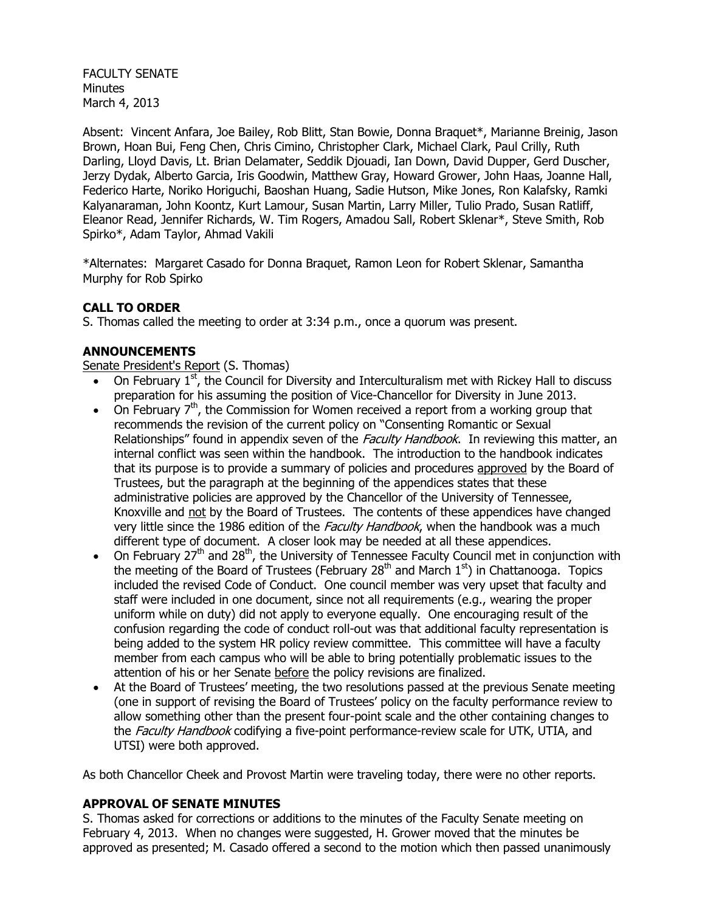FACULTY SENATE
Minutes
March 4, 2013

Absent: Vincent Anfara, Joe Bailey, Rob Blitt, Stan Bowie, Donna Braquet*, Marianne Breinig, Jason Brown, Hoan Bui, Feng Chen, Chris Cimino, Christopher Clark, Michael Clark, Paul Crilly, Ruth Darling, Lloyd Davis, Lt. Brian Delamater, Seddik Djouadi, Ian Down, David Dupper, Gerd Duscher, Jerzy Dydak, Alberto Garcia, Iris Goodwin, Matthew Gray, Howard Grower, John Haas, Joanne Hall, Federico Harte, Noriko Horiguchi, Baoshan Huang, Sadie Hutson, Mike Jones, Ron Kalafsky, Ramki Kalyanaraman, John Koontz, Kurt Lamour, Susan Martin, Larry Miller, Tulio Prado, Susan Ratliff, Eleanor Read, Jennifer Richards, W. Tim Rogers, Amadou Sall, Robert Sklenar*, Steve Smith, Rob Spirko*, Adam Taylor, Ahmad Vakili

*Alternates: Margaret Casado for Donna Braquet, Ramon Leon for Robert Sklenar, Samantha Murphy for Rob Spirko

**CALL TO ORDER**

S. Thomas called the meeting to order at 3:34 p.m., once a quorum was present.

**ANNOUNCEMENTS**

Senate President's Report (S. Thomas)

- On February 1st, the Council for Diversity and Interculturalism met with Rickey Hall to discuss preparation for his assuming the position of Vice-Chancellor for Diversity in June 2013.
- On February 7th, the Commission for Women received a report from a working group that recommends the revision of the current policy on "Consenting Romantic or Sexual Relationships" found in appendix seven of the *Faculty Handbook*. In reviewing this matter, an internal conflict was seen within the handbook. The introduction to the handbook indicates that its purpose is to provide a summary of policies and procedures approved by the Board of Trustees, but the paragraph at the beginning of the appendices states that these administrative policies are approved by the Chancellor of the University of Tennessee, Knoxville and not by the Board of Trustees. The contents of these appendices have changed very little since the 1986 edition of the *Faculty Handbook*, when the handbook was a much different type of document. A closer look may be needed at all these appendices.
- On February 27th and 28th, the University of Tennessee Faculty Council met in conjunction with the meeting of the Board of Trustees (February 28th and March 1st) in Chattanooga. Topics included the revised Code of Conduct. One council member was very upset that faculty and staff were included in one document, since not all requirements (e.g., wearing the proper uniform while on duty) did not apply to everyone equally. One encouraging result of the confusion regarding the code of conduct roll-out was that additional faculty representation is being added to the system HR policy review committee. This committee will have a faculty member from each campus who will be able to bring potentially problematic issues to the attention of his or her Senate before the policy revisions are finalized.
- At the Board of Trustees' meeting, the two resolutions passed at the previous Senate meeting (one in support of revising the Board of Trustees' policy on the faculty performance review to allow something other than the present four-point scale and the other containing changes to the *Faculty Handbook* codifying a five-point performance-review scale for UTK, UTIA, and UTSI) were both approved.

As both Chancellor Cheek and Provost Martin were traveling today, there were no other reports.

**APPROVAL OF SENATE MINUTES**

S. Thomas asked for corrections or additions to the minutes of the Faculty Senate meeting on February 4, 2013. When no changes were suggested, H. Grower moved that the minutes be approved as presented; M. Casado offered a second to the motion which then passed unanimously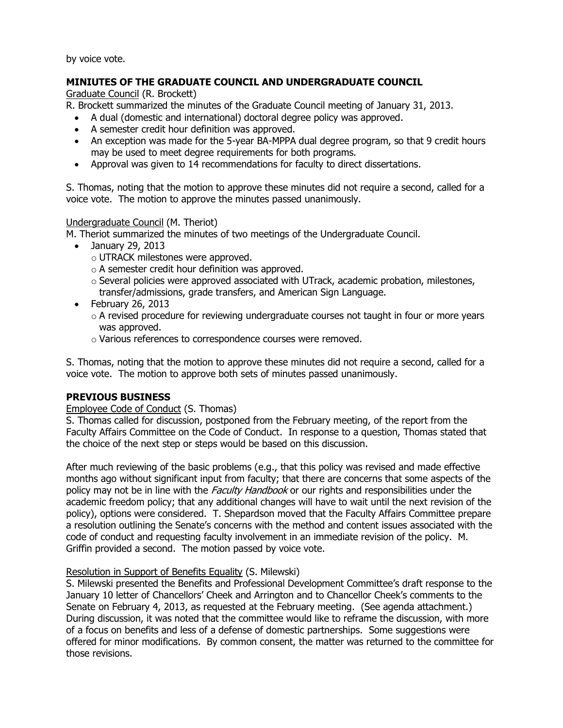by voice vote.

## MINUTES OF THE GRADUATE COUNCIL AND UNDERGRADUATE COUNCIL

Graduate Council (R. Brockett)

R. Brockett summarized the minutes of the Graduate Council meeting of January 31, 2013.

- A dual (domestic and international) doctoral degree policy was approved.
- A semester credit hour definition was approved.
- An exception was made for the 5-year BA-MPPA dual degree program, so that 9 credit hours may be used to meet degree requirements for both programs.
- Approval was given to 14 recommendations for faculty to direct dissertations.

S. Thomas, noting that the motion to approve these minutes did not require a second, called for a voice vote. The motion to approve the minutes passed unanimously.

Undergraduate Council (M. Theriot)

M. Theriot summarized the minutes of two meetings of the Undergraduate Council.

- January 29, 2013
  - UTRACK milestones were approved.
  - A semester credit hour definition was approved.
  - Several policies were approved associated with UTrack, academic probation, milestones, transfer/admissions, grade transfers, and American Sign Language.
- February 26, 2013
  - A revised procedure for reviewing undergraduate courses not taught in four or more years was approved.
  - Various references to correspondence courses were removed.

S. Thomas, noting that the motion to approve these minutes did not require a second, called for a voice vote. The motion to approve both sets of minutes passed unanimously.

## PREVIOUS BUSINESS

Employee Code of Conduct (S. Thomas)

S. Thomas called for discussion, postponed from the February meeting, of the report from the Faculty Affairs Committee on the Code of Conduct. In response to a question, Thomas stated that the choice of the next step or steps would be based on this discussion.

After much reviewing of the basic problems (e.g., that this policy was revised and made effective months ago without significant input from faculty; that there are concerns that some aspects of the policy may not be in line with the *Faculty Handbook* or our rights and responsibilities under the academic freedom policy; that any additional changes will have to wait until the next revision of the policy), options were considered. T. Shepardson moved that the Faculty Affairs Committee prepare a resolution outlining the Senate's concerns with the method and content issues associated with the code of conduct and requesting faculty involvement in an immediate revision of the policy. M. Griffin provided a second. The motion passed by voice vote.

Resolution in Support of Benefits Equality (S. Milewski)

S. Milewski presented the Benefits and Professional Development Committee's draft response to the January 10 letter of Chancellors' Cheek and Arrington and to Chancellor Cheek's comments to the Senate on February 4, 2013, as requested at the February meeting. (See agenda attachment.) During discussion, it was noted that the committee would like to reframe the discussion, with more of a focus on benefits and less of a defense of domestic partnerships. Some suggestions were offered for minor modifications. By common consent, the matter was returned to the committee for those revisions.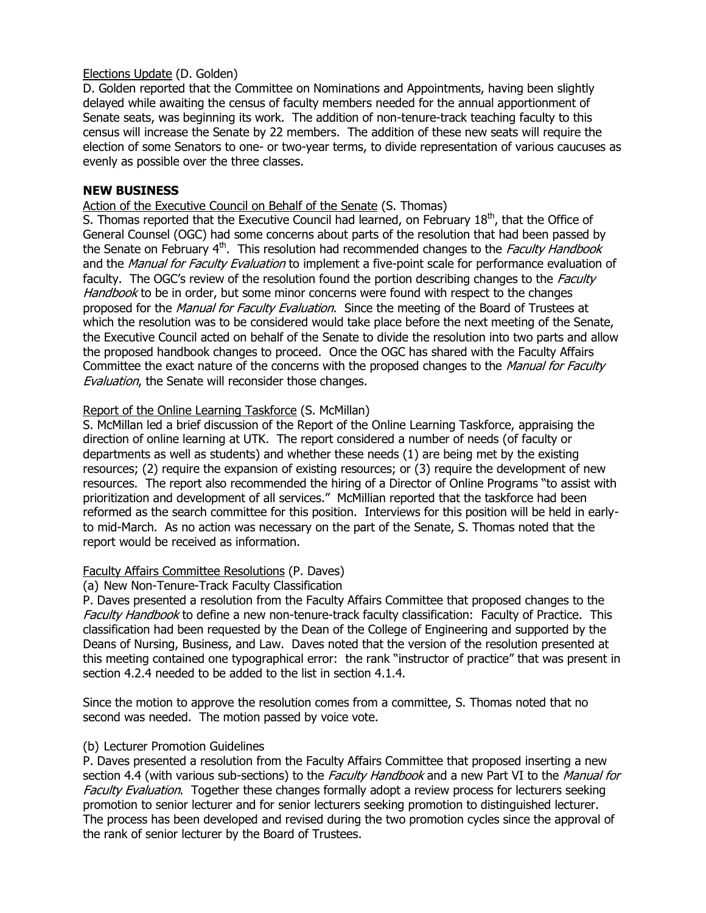Elections Update (D. Golden)

D. Golden reported that the Committee on Nominations and Appointments, having been slightly delayed while awaiting the census of faculty members needed for the annual apportionment of Senate seats, was beginning its work. The addition of non-tenure-track teaching faculty to this census will increase the Senate by 22 members. The addition of these new seats will require the election of some Senators to one- or two-year terms, to divide representation of various caucuses as evenly as possible over the three classes.

**NEW BUSINESS**

Action of the Executive Council on Behalf of the Senate (S. Thomas)

S. Thomas reported that the Executive Council had learned, on February 18th, that the Office of General Counsel (OGC) had some concerns about parts of the resolution that had been passed by the Senate on February 4th. This resolution had recommended changes to the *Faculty Handbook* and the *Manual for Faculty Evaluation* to implement a five-point scale for performance evaluation of faculty. The OGC's review of the resolution found the portion describing changes to the *Faculty Handbook* to be in order, but some minor concerns were found with respect to the changes proposed for the *Manual for Faculty Evaluation*. Since the meeting of the Board of Trustees at which the resolution was to be considered would take place before the next meeting of the Senate, the Executive Council acted on behalf of the Senate to divide the resolution into two parts and allow the proposed handbook changes to proceed. Once the OGC has shared with the Faculty Affairs Committee the exact nature of the concerns with the proposed changes to the *Manual for Faculty Evaluation*, the Senate will reconsider those changes.

Report of the Online Learning Taskforce (S. McMillan)

S. McMillan led a brief discussion of the Report of the Online Learning Taskforce, appraising the direction of online learning at UTK. The report considered a number of needs (of faculty or departments as well as students) and whether these needs (1) are being met by the existing resources; (2) require the expansion of existing resources; or (3) require the development of new resources. The report also recommended the hiring of a Director of Online Programs "to assist with prioritization and development of all services." McMillian reported that the taskforce had been reformed as the search committee for this position. Interviews for this position will be held in early- to mid-March. As no action was necessary on the part of the Senate, S. Thomas noted that the report would be received as information.

Faculty Affairs Committee Resolutions (P. Daves)

(a) New Non-Tenure-Track Faculty Classification

P. Daves presented a resolution from the Faculty Affairs Committee that proposed changes to the *Faculty Handbook* to define a new non-tenure-track faculty classification: Faculty of Practice. This classification had been requested by the Dean of the College of Engineering and supported by the Deans of Nursing, Business, and Law. Daves noted that the version of the resolution presented at this meeting contained one typographical error: the rank "instructor of practice" that was present in section 4.2.4 needed to be added to the list in section 4.1.4.

Since the motion to approve the resolution comes from a committee, S. Thomas noted that no second was needed. The motion passed by voice vote.

(b) Lecturer Promotion Guidelines

P. Daves presented a resolution from the Faculty Affairs Committee that proposed inserting a new section 4.4 (with various sub-sections) to the *Faculty Handbook* and a new Part VI to the *Manual for Faculty Evaluation*. Together these changes formally adopt a review process for lecturers seeking promotion to senior lecturer and for senior lecturers seeking promotion to distinguished lecturer. The process has been developed and revised during the two promotion cycles since the approval of the rank of senior lecturer by the Board of Trustees.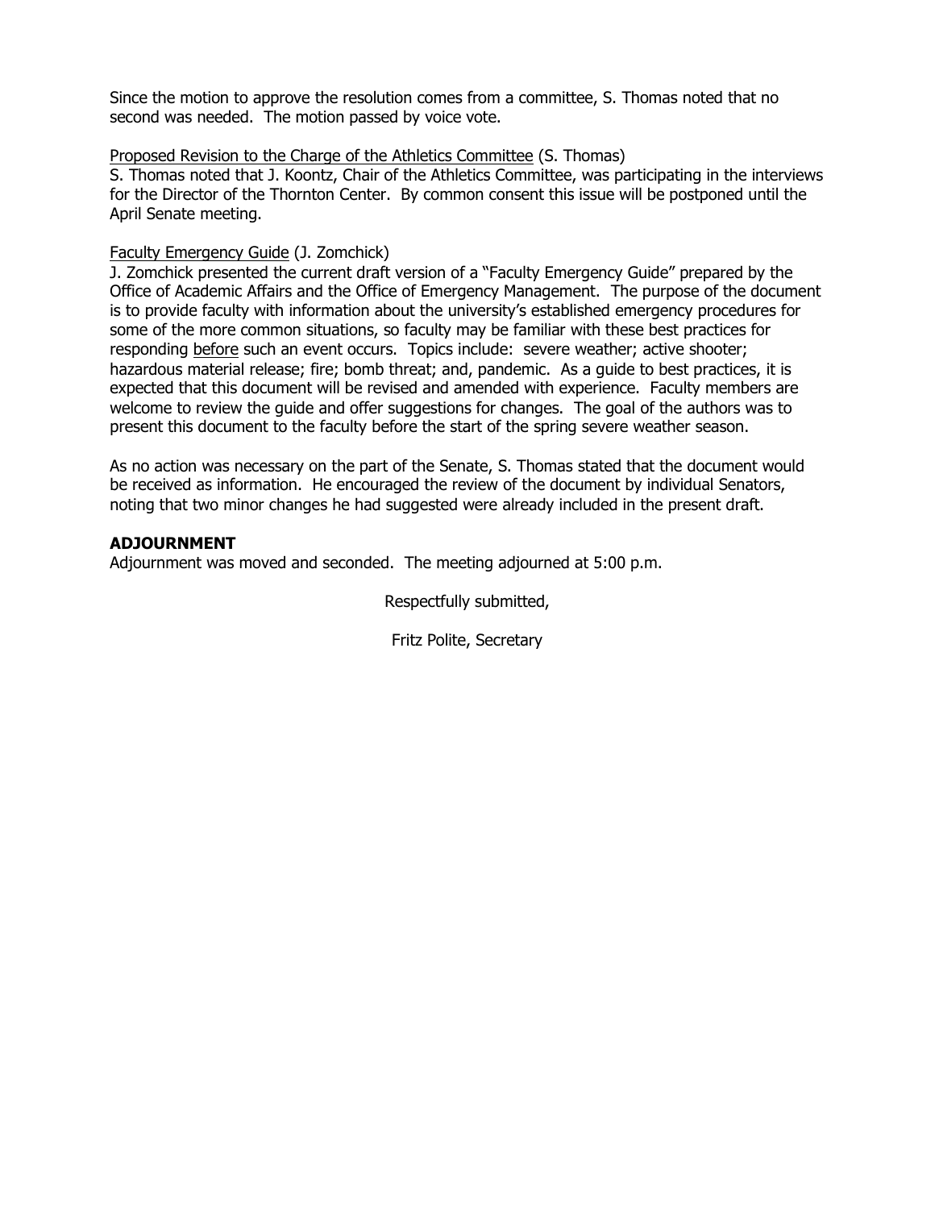Since the motion to approve the resolution comes from a committee, S. Thomas noted that no second was needed. The motion passed by voice vote.

<u>Proposed Revision to the Charge of the Athletics Committee</u> (S. Thomas)
S. Thomas noted that J. Koontz, Chair of the Athletics Committee, was participating in the interviews for the Director of the Thornton Center. By common consent this issue will be postponed until the April Senate meeting.

<u>Faculty Emergency Guide</u> (J. Zomchick)
J. Zomchick presented the current draft version of a "Faculty Emergency Guide" prepared by the Office of Academic Affairs and the Office of Emergency Management. The purpose of the document is to provide faculty with information about the university's established emergency procedures for some of the more common situations, so faculty may be familiar with these best practices for responding <u>before</u> such an event occurs. Topics include: severe weather; active shooter; hazardous material release; fire; bomb threat; and, pandemic. As a guide to best practices, it is expected that this document will be revised and amended with experience. Faculty members are welcome to review the guide and offer suggestions for changes. The goal of the authors was to present this document to the faculty before the start of the spring severe weather season.

As no action was necessary on the part of the Senate, S. Thomas stated that the document would be received as information. He encouraged the review of the document by individual Senators, noting that two minor changes he had suggested were already included in the present draft.

**ADJOURNMENT**
Adjournment was moved and seconded. The meeting adjourned at 5:00 p.m.

Respectfully submitted,

Fritz Polite, Secretary